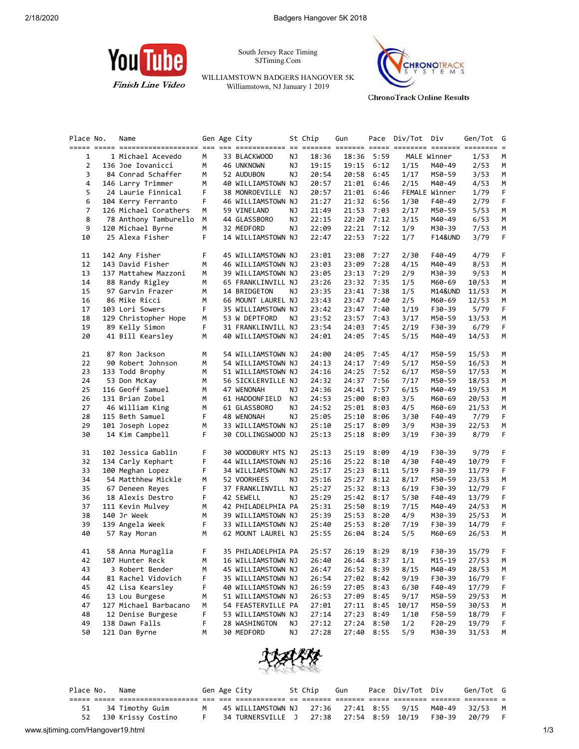YouTube *Finish Line Video*

South Jersey Race Timing
SJTiming.Com

WILLIAMSTOWN BADGERS HANGOVER 5K
Williamstown, NJ January 1 2019

CHRONOTRACK SYSTEMS
ChronoTrack Online Results

| Place | No. | Name | Gen | Age | City | St | Chip | Gun | Pace | Div/Tot | Div | Gen/Tot | G |
|---|---|---|---|---|---|---|---|---|---|---|---|---|---|
| 1 | 1 | Michael Acevedo | M | 33 | BLACKWOOD | NJ | 18:36 | 18:36 | 5:59 | MALE | Winner | 1/53 | M |
| 2 | 136 | Joe Iovanicci | M | 46 | UNKNOWN | NJ | 19:15 | 19:15 | 6:12 | 1/15 | M40-49 | 2/53 | M |
| 3 | 84 | Conrad Schaffer | M | 52 | AUDUBON | NJ | 20:54 | 20:58 | 6:45 | 1/17 | M50-59 | 3/53 | M |
| 4 | 146 | Larry Trimmer | M | 40 | WILLIAMSTOWN | NJ | 20:57 | 21:01 | 6:46 | 2/15 | M40-49 | 4/53 | M |
| 5 | 24 | Laurie Finnical | F | 38 | MONROEVILLE | NJ | 20:57 | 21:01 | 6:46 | FEMALE | Winner | 1/79 | F |
| 6 | 104 | Kerry Ferranto | F | 46 | WILLIAMSTOWN | NJ | 21:27 | 21:32 | 6:56 | 1/30 | F40-49 | 2/79 | F |
| 7 | 126 | Michael Corathers | M | 59 | VINELAND | NJ | 21:49 | 21:53 | 7:03 | 2/17 | M50-59 | 5/53 | M |
| 8 | 78 | Anthony Tamburello | M | 44 | GLASSBORO | NJ | 22:15 | 22:20 | 7:12 | 3/15 | M40-49 | 6/53 | M |
| 9 | 120 | Michael Byrne | M | 32 | MEDFORD | NJ | 22:09 | 22:21 | 7:12 | 1/9 | M30-39 | 7/53 | M |
| 10 | 25 | Alexa Fisher | F | 14 | WILLIAMSTOWN | NJ | 22:47 | 22:53 | 7:22 | 1/7 | F14&UND | 3/79 | F |
| 11 | 142 | Any Fisher | F | 45 | WILLIAMSTOWN | NJ | 23:01 | 23:08 | 7:27 | 2/30 | F40-49 | 4/79 | F |
| 12 | 143 | David Fisher | M | 46 | WILLIAMSTOWN | NJ | 23:03 | 23:09 | 7:28 | 4/15 | M40-49 | 8/53 | M |
| 13 | 137 | Mattahew Mazzoni | M | 39 | WILLIAMSTOWN | NJ | 23:05 | 23:13 | 7:29 | 2/9 | M30-39 | 9/53 | M |
| 14 | 88 | Randy Rigley | M | 65 | FRANKLINVILL | NJ | 23:26 | 23:32 | 7:35 | 1/5 | M60-69 | 10/53 | M |
| 15 | 97 | Garvin Frazer | M | 14 | BRIDGETON | NJ | 23:35 | 23:41 | 7:38 | 1/5 | M14&UND | 11/53 | M |
| 16 | 86 | Mike Ricci | M | 66 | MOUNT LAUREL | NJ | 23:43 | 23:47 | 7:40 | 2/5 | M60-69 | 12/53 | M |
| 17 | 103 | Lori Sowers | F | 35 | WILLIAMSTOWN | NJ | 23:42 | 23:47 | 7:40 | 1/19 | F30-39 | 5/79 | F |
| 18 | 129 | Christopher Hope | M | 53 | W DEPTFORD | NJ | 23:52 | 23:57 | 7:43 | 3/17 | M50-59 | 13/53 | M |
| 19 | 89 | Kelly Simon | F | 31 | FRANKLINVILL | NJ | 23:54 | 24:03 | 7:45 | 2/19 | F30-39 | 6/79 | F |
| 20 | 41 | Bill Kearsley | M | 40 | WILLIAMSTOWN | NJ | 24:01 | 24:05 | 7:45 | 5/15 | M40-49 | 14/53 | M |
| 21 | 87 | Ron Jackson | M | 54 | WILLIAMSTOWN | NJ | 24:00 | 24:05 | 7:45 | 4/17 | M50-59 | 15/53 | M |
| 22 | 90 | Robert Johnson | M | 54 | WILLIAMSTOWN | NJ | 24:13 | 24:17 | 7:49 | 5/17 | M50-59 | 16/53 | M |
| 23 | 133 | Todd Brophy | M | 51 | WILLIAMSTOWN | NJ | 24:16 | 24:25 | 7:52 | 6/17 | M50-59 | 17/53 | M |
| 24 | 53 | Don McKay | M | 56 | SICKLERVILLE | NJ | 24:32 | 24:37 | 7:56 | 7/17 | M50-59 | 18/53 | M |
| 25 | 116 | Geoff Samuel | M | 47 | WENONAH | NJ | 24:36 | 24:41 | 7:57 | 6/15 | M40-49 | 19/53 | M |
| 26 | 131 | Brian Zobel | M | 61 | HADDONFIELD | NJ | 24:53 | 25:00 | 8:03 | 3/5 | M60-69 | 20/53 | M |
| 27 | 46 | William King | M | 61 | GLASSBORO | NJ | 24:52 | 25:01 | 8:03 | 4/5 | M60-69 | 21/53 | M |
| 28 | 115 | Beth Samuel | F | 48 | WENONAH | NJ | 25:05 | 25:10 | 8:06 | 3/30 | F40-49 | 7/79 | F |
| 29 | 101 | Joseph Lopez | M | 33 | WILLIAMSTOWN | NJ | 25:10 | 25:17 | 8:09 | 3/9 | M30-39 | 22/53 | M |
| 30 | 14 | Kim Campbell | F | 30 | COLLINGSWOOD | NJ | 25:13 | 25:18 | 8:09 | 3/19 | F30-39 | 8/79 | F |
| 31 | 102 | Jessica Gablin | F | 30 | WOODBURY HTS | NJ | 25:13 | 25:19 | 8:09 | 4/19 | F30-39 | 9/79 | F |
| 32 | 134 | Carly Kephart | F | 44 | WILLIAMSTOWN | NJ | 25:16 | 25:22 | 8:10 | 4/30 | F40-49 | 10/79 | F |
| 33 | 100 | Meghan Lopez | F | 34 | WILLIAMSTOWN | NJ | 25:17 | 25:23 | 8:11 | 5/19 | F30-39 | 11/79 | F |
| 34 | 54 | Matthhew Mickle | M | 52 | VOORHEES | NJ | 25:16 | 25:27 | 8:12 | 8/17 | M50-59 | 23/53 | M |
| 35 | 67 | Deneen Reyes | F | 37 | FRANKLINVILL | NJ | 25:27 | 25:32 | 8:13 | 6/19 | F30-39 | 12/79 | F |
| 36 | 18 | Alexis Destro | F | 42 | SEWELL | NJ | 25:29 | 25:42 | 8:17 | 5/30 | F40-49 | 13/79 | F |
| 37 | 111 | Kevin Mulvey | M | 42 | PHILADELPHIA | PA | 25:31 | 25:50 | 8:19 | 7/15 | M40-49 | 24/53 | M |
| 38 | 140 | Jr Week | M | 39 | WILLIAMSTOWN | NJ | 25:39 | 25:53 | 8:20 | 4/9 | M30-39 | 25/53 | M |
| 39 | 139 | Angela Week | F | 33 | WILLIAMSTOWN | NJ | 25:40 | 25:53 | 8:20 | 7/19 | F30-39 | 14/79 | F |
| 40 | 57 | Ray Moran | M | 62 | MOUNT LAUREL | NJ | 25:55 | 26:04 | 8:24 | 5/5 | M60-69 | 26/53 | M |
| 41 | 58 | Anna Muraglia | F | 35 | PHILADELPHIA | PA | 25:57 | 26:19 | 8:29 | 8/19 | F30-39 | 15/79 | F |
| 42 | 107 | Hunter Reck | M | 16 | WILLIAMSTOWN | NJ | 26:40 | 26:44 | 8:37 | 1/1 | M15-19 | 27/53 | M |
| 43 | 3 | Robert Bender | M | 45 | WILLIAMSTOWN | NJ | 26:47 | 26:52 | 8:39 | 8/15 | M40-49 | 28/53 | M |
| 44 | 81 | Rachel Vidovich | F | 35 | WILLIAMSTOWN | NJ | 26:54 | 27:02 | 8:42 | 9/19 | F30-39 | 16/79 | F |
| 45 | 42 | Lisa Kearsley | F | 40 | WILLIAMSTOWN | NJ | 26:59 | 27:05 | 8:43 | 6/30 | F40-49 | 17/79 | F |
| 46 | 13 | Lou Burgese | M | 51 | WILLIAMSTOWN | NJ | 26:53 | 27:09 | 8:45 | 9/17 | M50-59 | 29/53 | M |
| 47 | 127 | Michael Barbacano | M | 54 | FEASTERVILLE | PA | 27:01 | 27:11 | 8:45 | 10/17 | M50-59 | 30/53 | M |
| 48 | 12 | Denise Burgese | F | 53 | WILLIAMSTOWN | NJ | 27:14 | 27:23 | 8:49 | 1/10 | F50-59 | 18/79 | F |
| 49 | 138 | Dawn Falls | F | 28 | WASHINGTON | NJ | 27:12 | 27:24 | 8:50 | 1/2 | F20-29 | 19/79 | F |
| 50 | 121 | Dan Byrne | M | 30 | MEDFORD | NJ | 27:28 | 27:40 | 8:55 | 5/9 | M30-39 | 31/53 | M |
| 51 | 34 | Timothy Guim | M | 45 | WILLIAMSTOWN | NJ | 27:36 | 27:41 | 8:55 | 9/15 | M40-49 | 32/53 | M |
| 52 | 130 | Krissy Costino | F | 34 | TURNERSVILLE | J | 27:38 | 27:54 | 8:59 | 10/19 | F30-39 | 20/79 | F |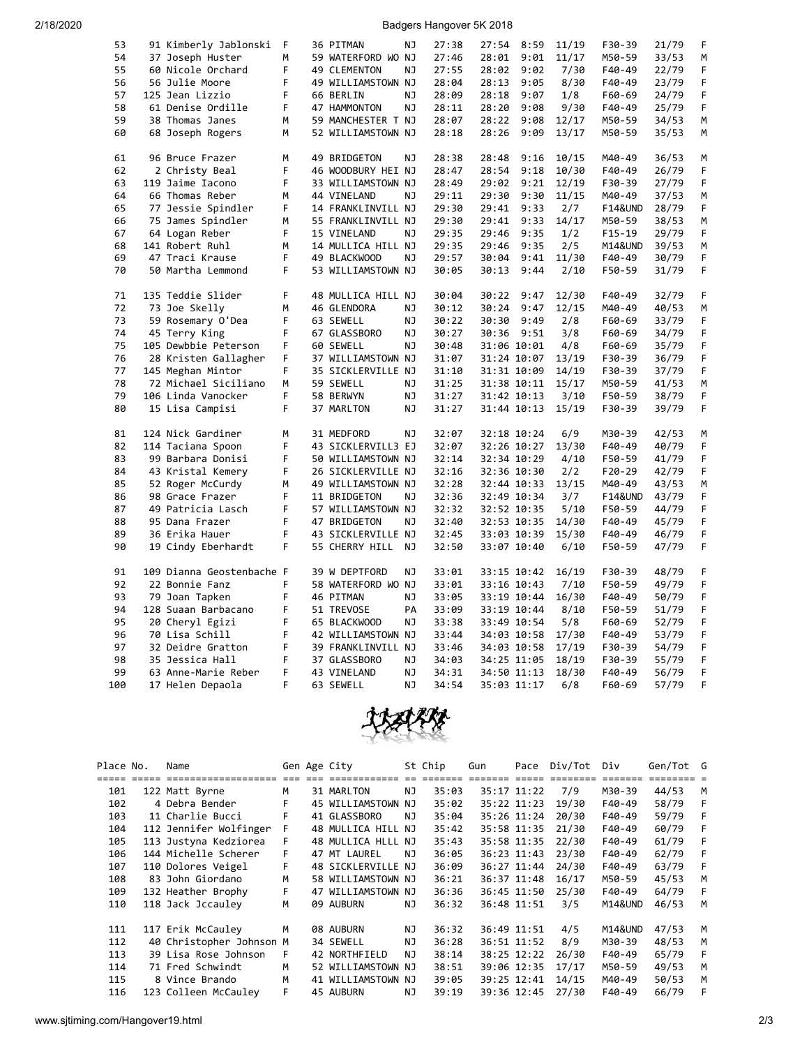| Place | No. | Name | Gen | Age | City | St | Chip | Gun | Pace | Div/Tot | Div | Gen/Tot | G |
|---|---|---|---|---|---|---|---|---|---|---|---|---|---|
| 53 | 91 | Kimberly Jablonski | F | 36 | PITMAN | NJ | 27:38 | 27:54 | 8:59 | 11/19 | F30-39 | 21/79 | F |
| 54 | 37 | Joseph Huster | M | 59 | WATERFORD WO | NJ | 27:46 | 28:01 | 9:01 | 11/17 | M50-59 | 33/53 | M |
| 55 | 60 | Nicole Orchard | F | 49 | CLEMENTON | NJ | 27:55 | 28:02 | 9:02 | 7/30 | F40-49 | 22/79 | F |
| 56 | 56 | Julie Moore | F | 49 | WILLIAMSTOWN | NJ | 28:04 | 28:13 | 9:05 | 8/30 | F40-49 | 23/79 | F |
| 57 | 125 | Jean Lizzio | F | 66 | BERLIN | NJ | 28:09 | 28:18 | 9:07 | 1/8 | F60-69 | 24/79 | F |
| 58 | 61 | Denise Ordille | F | 47 | HAMMONTON | NJ | 28:11 | 28:20 | 9:08 | 9/30 | F40-49 | 25/79 | F |
| 59 | 38 | Thomas Janes | M | 59 | MANCHESTER T | NJ | 28:07 | 28:22 | 9:08 | 12/17 | M50-59 | 34/53 | M |
| 60 | 68 | Joseph Rogers | M | 52 | WILLIAMSTOWN | NJ | 28:18 | 28:26 | 9:09 | 13/17 | M50-59 | 35/53 | M |
| 61 | 96 | Bruce Frazer | M | 49 | BRIDGETON | NJ | 28:38 | 28:48 | 9:16 | 10/15 | M40-49 | 36/53 | M |
| 62 | 2 | Christy Beal | F | 46 | WOODBURY HEI | NJ | 28:47 | 28:54 | 9:18 | 10/30 | F40-49 | 26/79 | F |
| 63 | 119 | Jaime Iacono | F | 33 | WILLIAMSTOWN | NJ | 28:49 | 29:02 | 9:21 | 12/19 | F30-39 | 27/79 | F |
| 64 | 66 | Thomas Reber | M | 44 | VINELAND | NJ | 29:11 | 29:30 | 9:30 | 11/15 | M40-49 | 37/53 | M |
| 65 | 77 | Jessie Spindler | F | 14 | FRANKLINVILL | NJ | 29:30 | 29:41 | 9:33 | 2/7 | F14&UND | 28/79 | F |
| 66 | 75 | James Spindler | M | 55 | FRANKLINVILL | NJ | 29:30 | 29:41 | 9:33 | 14/17 | M50-59 | 38/53 | M |
| 67 | 64 | Logan Reber | F | 15 | VINELAND | NJ | 29:35 | 29:46 | 9:35 | 1/2 | F15-19 | 29/79 | F |
| 68 | 141 | Robert Ruhl | M | 14 | MULLICA HILL | NJ | 29:35 | 29:46 | 9:35 | 2/5 | M14&UND | 39/53 | M |
| 69 | 47 | Traci Krause | F | 49 | BLACKWOOD | NJ | 29:57 | 30:04 | 9:41 | 11/30 | F40-49 | 30/79 | F |
| 70 | 50 | Martha Lemmond | F | 53 | WILLIAMSTOWN | NJ | 30:05 | 30:13 | 9:44 | 2/10 | F50-59 | 31/79 | F |
| 71 | 135 | Teddie Slider | F | 48 | MULLICA HILL | NJ | 30:04 | 30:22 | 9:47 | 12/30 | F40-49 | 32/79 | F |
| 72 | 73 | Joe Skelly | M | 46 | GLENDORA | NJ | 30:12 | 30:24 | 9:47 | 12/15 | M40-49 | 40/53 | M |
| 73 | 59 | Rosemary O'Dea | F | 63 | SEWELL | NJ | 30:22 | 30:30 | 9:49 | 2/8 | F60-69 | 33/79 | F |
| 74 | 45 | Terry King | F | 67 | GLASSBORO | NJ | 30:27 | 30:36 | 9:51 | 3/8 | F60-69 | 34/79 | F |
| 75 | 105 | Dewbbie Peterson | F | 60 | SEWELL | NJ | 30:48 | 31:06 | 10:01 | 4/8 | F60-69 | 35/79 | F |
| 76 | 28 | Kristen Gallagher | F | 37 | WILLIAMSTOWN | NJ | 31:07 | 31:24 | 10:07 | 13/19 | F30-39 | 36/79 | F |
| 77 | 145 | Meghan Mintor | F | 35 | SICKLERVILLE | NJ | 31:10 | 31:31 | 10:09 | 14/19 | F30-39 | 37/79 | F |
| 78 | 72 | Michael Siciliano | M | 59 | SEWELL | NJ | 31:25 | 31:38 | 10:11 | 15/17 | M50-59 | 41/53 | M |
| 79 | 106 | Linda Vanocker | F | 58 | BERWYN | NJ | 31:27 | 31:42 | 10:13 | 3/10 | F50-59 | 38/79 | F |
| 80 | 15 | Lisa Campisi | F | 37 | MARLTON | NJ | 31:27 | 31:44 | 10:13 | 15/19 | F30-39 | 39/79 | F |
| 81 | 124 | Nick Gardiner | M | 31 | MEDFORD | NJ | 32:07 | 32:18 | 10:24 | 6/9 | M30-39 | 42/53 | M |
| 82 | 114 | Taciana Spoon | F | 43 | SICKLERVILL3 | EJ | 32:07 | 32:26 | 10:27 | 13/30 | F40-49 | 40/79 | F |
| 83 | 99 | Barbara Donisi | F | 50 | WILLIAMSTOWN | NJ | 32:14 | 32:34 | 10:29 | 4/10 | F50-59 | 41/79 | F |
| 84 | 43 | Kristal Kemery | F | 26 | SICKLERVILLE | NJ | 32:16 | 32:36 | 10:30 | 2/2 | F20-29 | 42/79 | F |
| 85 | 52 | Roger McCurdy | M | 49 | WILLIAMSTOWN | NJ | 32:28 | 32:44 | 10:33 | 13/15 | M40-49 | 43/53 | M |
| 86 | 98 | Grace Frazer | F | 11 | BRIDGETON | NJ | 32:36 | 32:49 | 10:34 | 3/7 | F14&UND | 43/79 | F |
| 87 | 49 | Patricia Lasch | F | 57 | WILLIAMSTOWN | NJ | 32:32 | 32:52 | 10:35 | 5/10 | F50-59 | 44/79 | F |
| 88 | 95 | Dana Frazer | F | 47 | BRIDGETON | NJ | 32:40 | 32:53 | 10:35 | 14/30 | F40-49 | 45/79 | F |
| 89 | 36 | Erika Hauer | F | 43 | SICKLERVILLE | NJ | 32:45 | 33:03 | 10:39 | 15/30 | F40-49 | 46/79 | F |
| 90 | 19 | Cindy Eberhardt | F | 55 | CHERRY HILL | NJ | 32:50 | 33:07 | 10:40 | 6/10 | F50-59 | 47/79 | F |
| 91 | 109 | Dianna Geostenbache | F | 39 | W DEPTFORD | NJ | 33:01 | 33:15 | 10:42 | 16/19 | F30-39 | 48/79 | F |
| 92 | 22 | Bonnie Fanz | F | 58 | WATERFORD WO | NJ | 33:01 | 33:16 | 10:43 | 7/10 | F50-59 | 49/79 | F |
| 93 | 79 | Joan Tapken | F | 46 | PITMAN | NJ | 33:05 | 33:19 | 10:44 | 16/30 | F40-49 | 50/79 | F |
| 94 | 128 | Suaan Barbacano | F | 51 | TREVOSE | PA | 33:09 | 33:19 | 10:44 | 8/10 | F50-59 | 51/79 | F |
| 95 | 20 | Cheryl Egizi | F | 65 | BLACKWOOD | NJ | 33:38 | 33:49 | 10:54 | 5/8 | F60-69 | 52/79 | F |
| 96 | 70 | Lisa Schill | F | 42 | WILLIAMSTOWN | NJ | 33:44 | 34:03 | 10:58 | 17/30 | F40-49 | 53/79 | F |
| 97 | 32 | Deidre Gratton | F | 39 | FRANKLINVILL | NJ | 33:46 | 34:03 | 10:58 | 17/19 | F30-39 | 54/79 | F |
| 98 | 35 | Jessica Hall | F | 37 | GLASSBORO | NJ | 34:03 | 34:25 | 11:05 | 18/19 | F30-39 | 55/79 | F |
| 99 | 63 | Anne-Marie Reber | F | 43 | VINELAND | NJ | 34:31 | 34:50 | 11:13 | 18/30 | F40-49 | 56/79 | F |
| 100 | 17 | Helen Depaola | F | 63 | SEWELL | NJ | 34:54 | 35:03 | 11:17 | 6/8 | F60-69 | 57/79 | F |

| Place | No. | Name | Gen | Age | City | St | Chip | Gun | Pace | Div/Tot | Div | Gen/Tot | G |
|---|---|---|---|---|---|---|---|---|---|---|---|---|---|
| 101 | 122 | Matt Byrne | M | 31 | MARLTON | NJ | 35:03 | 35:17 | 11:22 | 7/9 | M30-39 | 44/53 | M |
| 102 | 4 | Debra Bender | F | 45 | WILLIAMSTOWN | NJ | 35:02 | 35:22 | 11:23 | 19/30 | F40-49 | 58/79 | F |
| 103 | 11 | Charlie Bucci | F | 41 | GLASSBORO | NJ | 35:04 | 35:26 | 11:24 | 20/30 | F40-49 | 59/79 | F |
| 104 | 112 | Jennifer Wolfinger | F | 48 | MULLICA HILL | NJ | 35:42 | 35:58 | 11:35 | 21/30 | F40-49 | 60/79 | F |
| 105 | 113 | Justyna Kedziorea | F | 48 | MULLICA HLLL | NJ | 35:43 | 35:58 | 11:35 | 22/30 | F40-49 | 61/79 | F |
| 106 | 144 | Michelle Scherer | F | 47 | MT LAUREL | NJ | 36:05 | 36:23 | 11:43 | 23/30 | F40-49 | 62/79 | F |
| 107 | 110 | Dolores Veigel | F | 48 | SICKLERVILLE | NJ | 36:09 | 36:27 | 11:44 | 24/30 | F40-49 | 63/79 | F |
| 108 | 83 | John Giordano | M | 58 | WILLIAMSTOWN | NJ | 36:21 | 36:37 | 11:48 | 16/17 | M50-59 | 45/53 | M |
| 109 | 132 | Heather Brophy | F | 47 | WILLIAMSTOWN | NJ | 36:36 | 36:45 | 11:50 | 25/30 | F40-49 | 64/79 | F |
| 110 | 118 | Jack Jccauley | M | 09 | AUBURN | NJ | 36:32 | 36:48 | 11:51 | 3/5 | M14&UND | 46/53 | M |
| 111 | 117 | Erik McCauley | M | 08 | AUBURN | NJ | 36:32 | 36:49 | 11:51 | 4/5 | M14&UND | 47/53 | M |
| 112 | 40 | Christopher Johnson | M | 34 | SEWELL | NJ | 36:28 | 36:51 | 11:52 | 8/9 | M30-39 | 48/53 | M |
| 113 | 39 | Lisa Rose Johnson | F | 42 | NORTHFIELD | NJ | 38:14 | 38:25 | 12:22 | 26/30 | F40-49 | 65/79 | F |
| 114 | 71 | Fred Schwindt | M | 52 | WILLIAMSTOWN | NJ | 38:51 | 39:06 | 12:35 | 17/17 | M50-59 | 49/53 | M |
| 115 | 8 | Vince Brando | M | 41 | WILLIAMSTOWN | NJ | 39:05 | 39:25 | 12:41 | 14/15 | M40-49 | 50/53 | M |
| 116 | 123 | Colleen McCauley | F | 45 | AUBURN | NJ | 39:19 | 39:36 | 12:45 | 27/30 | F40-49 | 66/79 | F |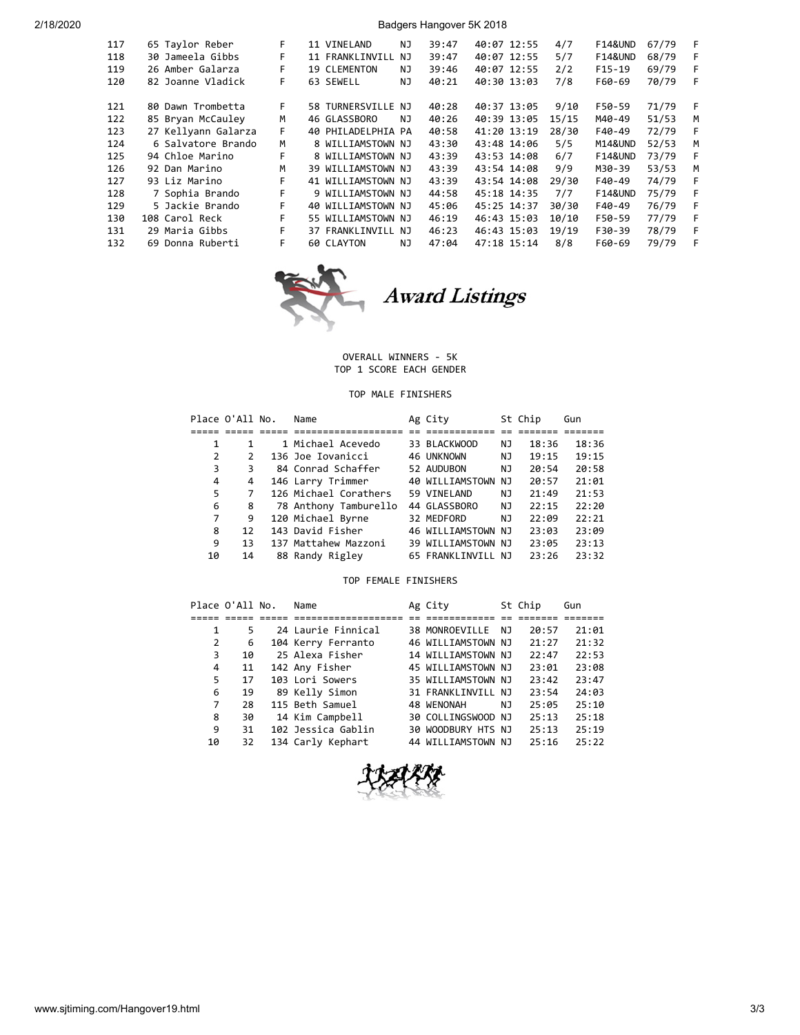| | | | | | | | | | | | | | |
|---|---|---|---|---|---|---|---|---|---|---|---|---|---|
| 117 | 65 | Taylor Reber | F | 11 | VINELAND | NJ | 39:47 | 40:07 | 12:55 | 4/7 | F14&UND | 67/79 | F |
| 118 | 30 | Jameela Gibbs | F | 11 | FRANKLINVILL | NJ | 39:47 | 40:07 | 12:55 | 5/7 | F14&UND | 68/79 | F |
| 119 | 26 | Amber Galarza | F | 19 | CLEMENTON | NJ | 39:46 | 40:07 | 12:55 | 2/2 | F15-19 | 69/79 | F |
| 120 | 82 | Joanne Vladick | F | 63 | SEWELL | NJ | 40:21 | 40:30 | 13:03 | 7/8 | F60-69 | 70/79 | F |
| 121 | 80 | Dawn Trombetta | F | 58 | TURNERSVILLE | NJ | 40:28 | 40:37 | 13:05 | 9/10 | F50-59 | 71/79 | F |
| 122 | 85 | Bryan McCauley | M | 46 | GLASSBORO | NJ | 40:26 | 40:39 | 13:05 | 15/15 | M40-49 | 51/53 | M |
| 123 | 27 | Kellyann Galarza | F | 40 | PHILADELPHIA | PA | 40:58 | 41:20 | 13:19 | 28/30 | F40-49 | 72/79 | F |
| 124 | 6 | Salvatore Brando | M | 8 | WILLIAMSTOWN | NJ | 43:30 | 43:48 | 14:06 | 5/5 | M14&UND | 52/53 | M |
| 125 | 94 | Chloe Marino | F | 8 | WILLIAMSTOWN | NJ | 43:39 | 43:53 | 14:08 | 6/7 | F14&UND | 73/79 | F |
| 126 | 92 | Dan Marino | M | 39 | WILLIAMSTOWN | NJ | 43:39 | 43:54 | 14:08 | 9/9 | M30-39 | 53/53 | M |
| 127 | 93 | Liz Marino | F | 41 | WILLIAMSTOWN | NJ | 43:39 | 43:54 | 14:08 | 29/30 | F40-49 | 74/79 | F |
| 128 | 7 | Sophia Brando | F | 9 | WILLIAMSTOWN | NJ | 44:58 | 45:18 | 14:35 | 7/7 | F14&UND | 75/79 | F |
| 129 | 5 | Jackie Brando | F | 40 | WILLIAMSTOWN | NJ | 45:06 | 45:25 | 14:37 | 30/30 | F40-49 | 76/79 | F |
| 130 | 108 | Carol Reck | F | 55 | WILLIAMSTOWN | NJ | 46:19 | 46:43 | 15:03 | 10/10 | F50-59 | 77/79 | F |
| 131 | 29 | Maria Gibbs | F | 37 | FRANKLINVILL | NJ | 46:23 | 46:43 | 15:03 | 19/19 | F30-39 | 78/79 | F |
| 132 | 69 | Donna Ruberti | F | 60 | CLAYTON | NJ | 47:04 | 47:18 | 15:14 | 8/8 | F60-69 | 79/79 | F |

# Award Listings

OVERALL WINNERS - 5K
TOP 1 SCORE EACH GENDER

## TOP MALE FINISHERS

| Place | O'All | No. | Name | Ag | City | St | Chip | Gun |
|---|---|---|---|---|---|---|---|---|
| 1 | 1 | 1 | Michael Acevedo | 33 | BLACKWOOD | NJ | 18:36 | 18:36 |
| 2 | 2 | 136 | Joe Iovanicci | 46 | UNKNOWN | NJ | 19:15 | 19:15 |
| 3 | 3 | 84 | Conrad Schaffer | 52 | AUDUBON | NJ | 20:54 | 20:58 |
| 4 | 4 | 146 | Larry Trimmer | 40 | WILLIAMSTOWN | NJ | 20:57 | 21:01 |
| 5 | 7 | 126 | Michael Corathers | 59 | VINELAND | NJ | 21:49 | 21:53 |
| 6 | 8 | 78 | Anthony Tamburello | 44 | GLASSBORO | NJ | 22:15 | 22:20 |
| 7 | 9 | 120 | Michael Byrne | 32 | MEDFORD | NJ | 22:09 | 22:21 |
| 8 | 12 | 143 | David Fisher | 46 | WILLIAMSTOWN | NJ | 23:03 | 23:09 |
| 9 | 13 | 137 | Mattahew Mazzoni | 39 | WILLIAMSTOWN | NJ | 23:05 | 23:13 |
| 10 | 14 | 88 | Randy Rigley | 65 | FRANKLINVILL | NJ | 23:26 | 23:32 |

## TOP FEMALE FINISHERS

| Place | O'All | No. | Name | Ag | City | St | Chip | Gun |
|---|---|---|---|---|---|---|---|---|
| 1 | 5 | 24 | Laurie Finnical | 38 | MONROEVILLE | NJ | 20:57 | 21:01 |
| 2 | 6 | 104 | Kerry Ferranto | 46 | WILLIAMSTOWN | NJ | 21:27 | 21:32 |
| 3 | 10 | 25 | Alexa Fisher | 14 | WILLIAMSTOWN | NJ | 22:47 | 22:53 |
| 4 | 11 | 142 | Any Fisher | 45 | WILLIAMSTOWN | NJ | 23:01 | 23:08 |
| 5 | 17 | 103 | Lori Sowers | 35 | WILLIAMSTOWN | NJ | 23:42 | 23:47 |
| 6 | 19 | 89 | Kelly Simon | 31 | FRANKLINVILL | NJ | 23:54 | 24:03 |
| 7 | 28 | 115 | Beth Samuel | 48 | WENONAH | NJ | 25:05 | 25:10 |
| 8 | 30 | 14 | Kim Campbell | 30 | COLLINGSWOOD | NJ | 25:13 | 25:18 |
| 9 | 31 | 102 | Jessica Gablin | 30 | WOODBURY HTS | NJ | 25:13 | 25:19 |
| 10 | 32 | 134 | Carly Kephart | 44 | WILLIAMSTOWN | NJ | 25:16 | 25:22 |